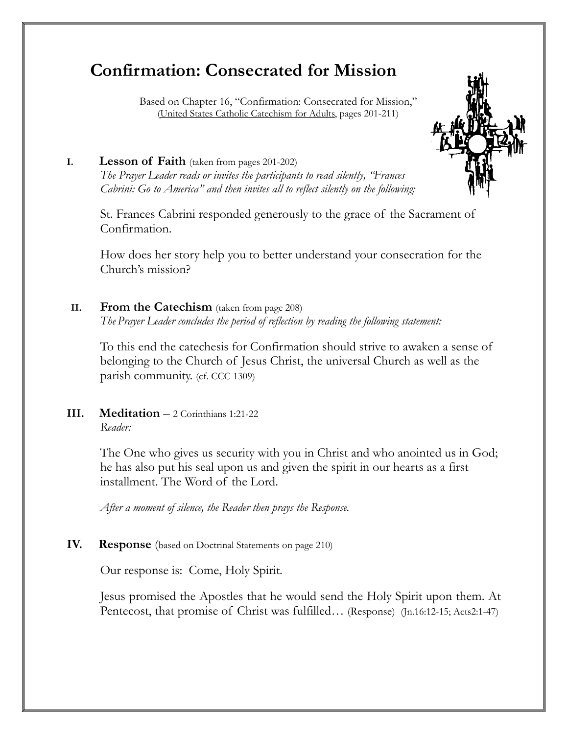# Confirmation: Consecrated for Mission

Based on Chapter 16, "Confirmation: Consecrated for Mission," (United States Catholic Catechism for Adults, pages 201-211)

## I. Lesson of Faith (taken from pages 201-202)

*The Prayer Leader reads or invites the participants to read silently, "Frances Cabrini: Go to America" and then invites all to reflect silently on the following:*

St. Frances Cabrini responded generously to the grace of the Sacrament of Confirmation.

How does her story help you to better understand your consecration for the Church's mission?

## II. From the Catechism (taken from page 208)

*The Prayer Leader concludes the period of reflection by reading the following statement:*

To this end the catechesis for Confirmation should strive to awaken a sense of belonging to the Church of Jesus Christ, the universal Church as well as the parish community. (cf. CCC 1309)

## III. Meditation – 2 Corinthians 1:21-22

*Reader:*

The One who gives us security with you in Christ and who anointed us in God; he has also put his seal upon us and given the spirit in our hearts as a first installment. The Word of the Lord.

*After a moment of silence, the Reader then prays the Response.*

## IV. Response (based on Doctrinal Statements on page 210)

Our response is: Come, Holy Spirit.

Jesus promised the Apostles that he would send the Holy Spirit upon them. At Pentecost, that promise of Christ was fulfilled… (Response) (Jn.16:12-15; Acts2:1-47)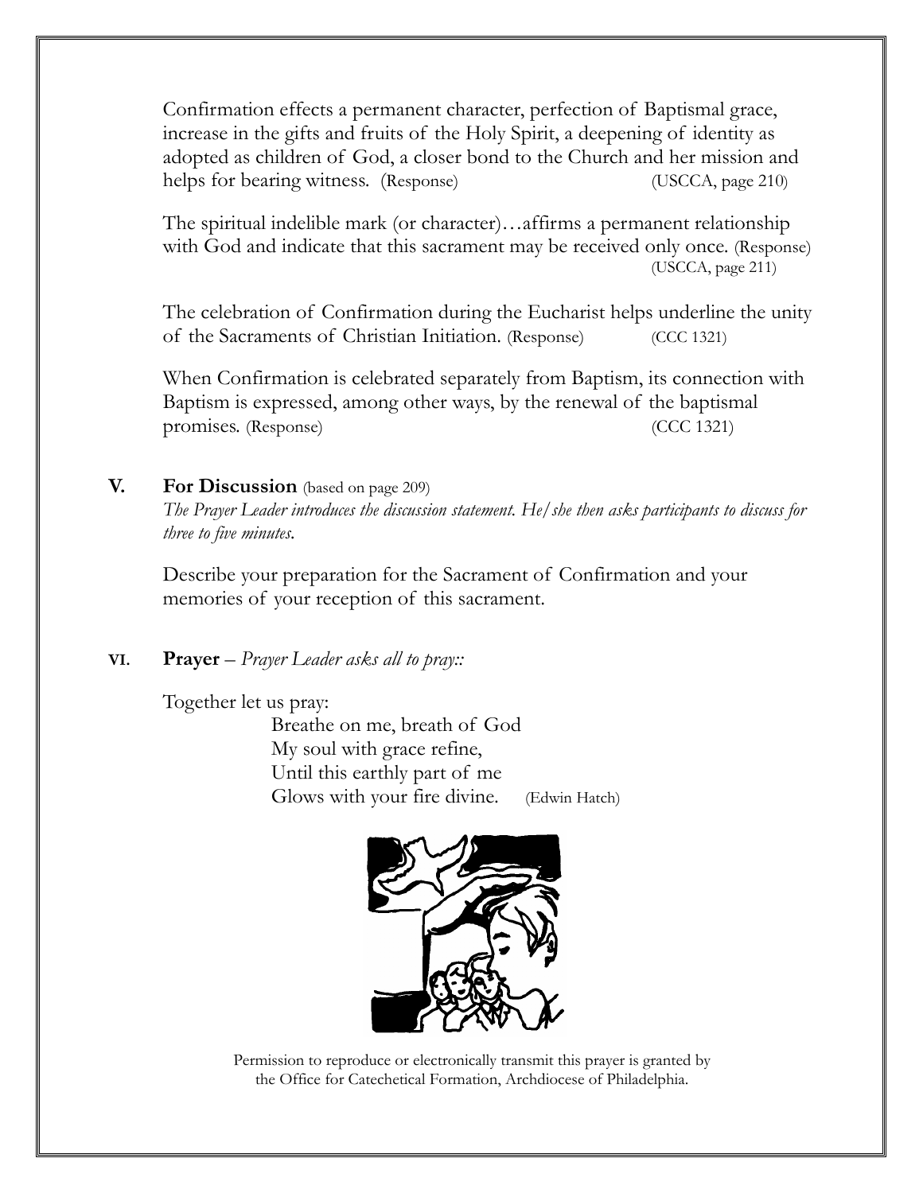Confirmation effects a permanent character, perfection of Baptismal grace, increase in the gifts and fruits of the Holy Spirit, a deepening of identity as adopted as children of God, a closer bond to the Church and her mission and helps for bearing witness. (Response) (USCCA, page 210)

The spiritual indelible mark (or character)…affirms a permanent relationship with God and indicate that this sacrament may be received only once. (Response) (USCCA, page 211)

The celebration of Confirmation during the Eucharist helps underline the unity of the Sacraments of Christian Initiation. (Response) (CCC 1321)

When Confirmation is celebrated separately from Baptism, its connection with Baptism is expressed, among other ways, by the renewal of the baptismal promises. (Response) (CCC 1321)

**V. For Discussion** (based on page 209)

*The Prayer Leader introduces the discussion statement. He/she then asks participants to discuss for three to five minutes.*

Describe your preparation for the Sacrament of Confirmation and your memories of your reception of this sacrament.

**VI. Prayer** – *Prayer Leader asks all to pray::*

Together let us pray:

Breathe on me, breath of God
My soul with grace refine,
Until this earthly part of me
Glows with your fire divine. (Edwin Hatch)

Permission to reproduce or electronically transmit this prayer is granted by the Office for Catechetical Formation, Archdiocese of Philadelphia.